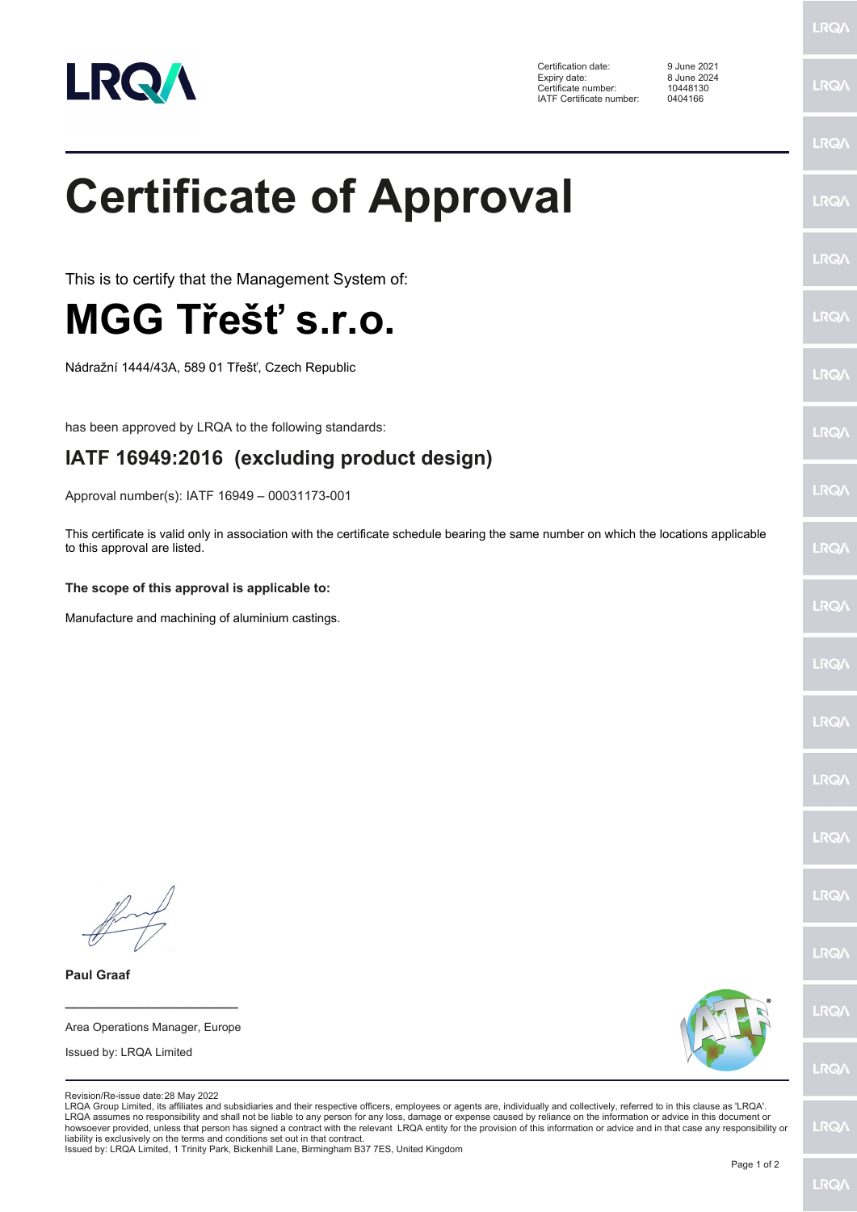| | |
|---|---|
| Certification date: | 9 June 2021 |
| Expiry date: | 8 June 2024 |
| Certificate number: | 10448130 |
| IATF Certificate number: | 0404166 |

# Certificate of Approval

This is to certify that the Management System of:

# MGG Třešť s.r.o.

Nádražní 1444/43A, 589 01 Třešť, Czech Republic

has been approved by LRQA to the following standards:

## IATF 16949:2016 (excluding product design)

Approval number(s): IATF 16949 – 00031173-001

This certificate is valid only in association with the certificate schedule bearing the same number on which the locations applicable to this approval are listed.

**The scope of this approval is applicable to:**

Manufacture and machining of aluminium castings.

**Paul Graaf**

Area Operations Manager, Europe

Issued by: LRQA Limited

Revision/Re-issue date: 28 May 2022

LRQA Group Limited, its affiliates and subsidiaries and their respective officers, employees or agents are, individually and collectively, referred to in this clause as 'LRQA'. LRQA assumes no responsibility and shall not be liable to any person for any loss, damage or expense caused by reliance on the information or advice in this document or howsoever provided, unless that person has signed a contract with the relevant LRQA entity for the provision of this information or advice and in that case any responsibility or liability is exclusively on the terms and conditions set out in that contract.

Issued by: LRQA Limited, 1 Trinity Park, Bickenhill Lane, Birmingham B37 7ES, United Kingdom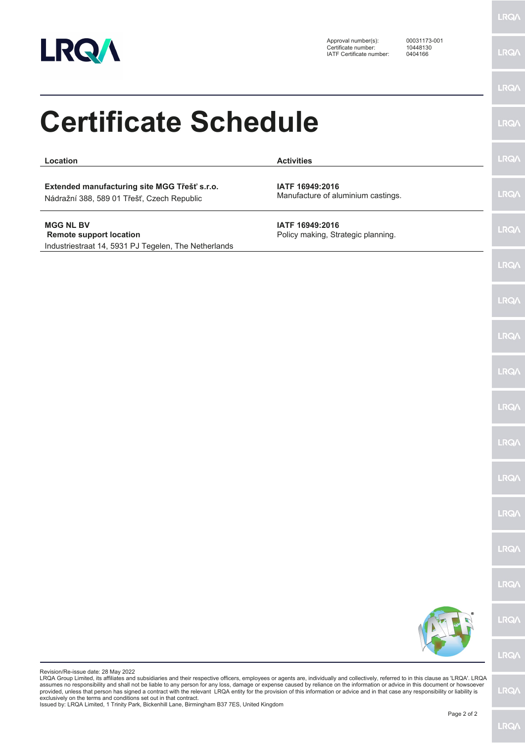Approval number(s): 00031173-001
Certificate number: 10448130
IATF Certificate number: 0404166

# Certificate Schedule

| Location | Activities |
|---|---|
| **Extended manufacturing site MGG Třešť s.r.o.**<br>Nádražní 388, 589 01 Třešť, Czech Republic | **IATF 16949:2016**<br>Manufacture of aluminium castings. |
| **MGG NL BV**<br>**Remote support location**<br>Industriestraat 14, 5931 PJ Tegelen, The Netherlands | **IATF 16949:2016**<br>Policy making, Strategic planning. |

Revision/Re-issue date: 28 May 2022

LRQA Group Limited, its affiliates and subsidiaries and their respective officers, employees or agents are, individually and collectively, referred to in this clause as 'LRQA'. LRQA assumes no responsibility and shall not be liable to any person for any loss, damage or expense caused by reliance on the information or advice in this document or howsoever provided, unless that person has signed a contract with the relevant LRQA entity for the provision of this information or advice and in that case any responsibility or liability is exclusively on the terms and conditions set out in that contract.

Issued by: LRQA Limited, 1 Trinity Park, Bickenhill Lane, Birmingham B37 7ES, United Kingdom